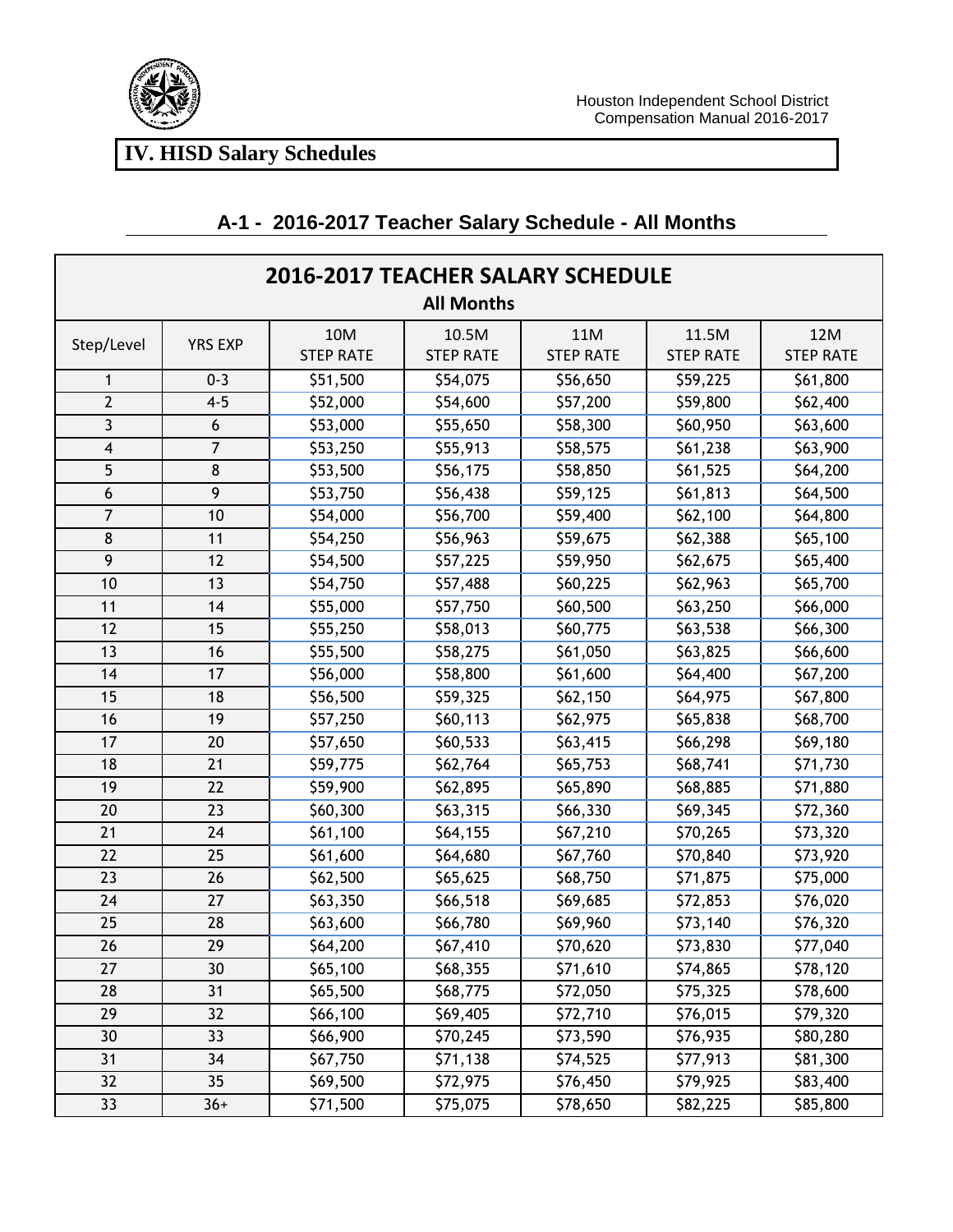Houston Independent School District
Compensation Manual 2016-2017

# IV. HISD Salary Schedules

## A-1 - 2016-2017 Teacher Salary Schedule - All Months

| 2016-2017 TEACHER SALARY SCHEDULE All Months | | | | | | |
|---|---|---|---|---|---|---|
| Step/Level | YRS EXP | 10M STEP RATE | 10.5M STEP RATE | 11M STEP RATE | 11.5M STEP RATE | 12M STEP RATE |
| 1 | 0-3 | $51,500 | $54,075 | $56,650 | $59,225 | $61,800 |
| 2 | 4-5 | $52,000 | $54,600 | $57,200 | $59,800 | $62,400 |
| 3 | 6 | $53,000 | $55,650 | $58,300 | $60,950 | $63,600 |
| 4 | 7 | $53,250 | $55,913 | $58,575 | $61,238 | $63,900 |
| 5 | 8 | $53,500 | $56,175 | $58,850 | $61,525 | $64,200 |
| 6 | 9 | $53,750 | $56,438 | $59,125 | $61,813 | $64,500 |
| 7 | 10 | $54,000 | $56,700 | $59,400 | $62,100 | $64,800 |
| 8 | 11 | $54,250 | $56,963 | $59,675 | $62,388 | $65,100 |
| 9 | 12 | $54,500 | $57,225 | $59,950 | $62,675 | $65,400 |
| 10 | 13 | $54,750 | $57,488 | $60,225 | $62,963 | $65,700 |
| 11 | 14 | $55,000 | $57,750 | $60,500 | $63,250 | $66,000 |
| 12 | 15 | $55,250 | $58,013 | $60,775 | $63,538 | $66,300 |
| 13 | 16 | $55,500 | $58,275 | $61,050 | $63,825 | $66,600 |
| 14 | 17 | $56,000 | $58,800 | $61,600 | $64,400 | $67,200 |
| 15 | 18 | $56,500 | $59,325 | $62,150 | $64,975 | $67,800 |
| 16 | 19 | $57,250 | $60,113 | $62,975 | $65,838 | $68,700 |
| 17 | 20 | $57,650 | $60,533 | $63,415 | $66,298 | $69,180 |
| 18 | 21 | $59,775 | $62,764 | $65,753 | $68,741 | $71,730 |
| 19 | 22 | $59,900 | $62,895 | $65,890 | $68,885 | $71,880 |
| 20 | 23 | $60,300 | $63,315 | $66,330 | $69,345 | $72,360 |
| 21 | 24 | $61,100 | $64,155 | $67,210 | $70,265 | $73,320 |
| 22 | 25 | $61,600 | $64,680 | $67,760 | $70,840 | $73,920 |
| 23 | 26 | $62,500 | $65,625 | $68,750 | $71,875 | $75,000 |
| 24 | 27 | $63,350 | $66,518 | $69,685 | $72,853 | $76,020 |
| 25 | 28 | $63,600 | $66,780 | $69,960 | $73,140 | $76,320 |
| 26 | 29 | $64,200 | $67,410 | $70,620 | $73,830 | $77,040 |
| 27 | 30 | $65,100 | $68,355 | $71,610 | $74,865 | $78,120 |
| 28 | 31 | $65,500 | $68,775 | $72,050 | $75,325 | $78,600 |
| 29 | 32 | $66,100 | $69,405 | $72,710 | $76,015 | $79,320 |
| 30 | 33 | $66,900 | $70,245 | $73,590 | $76,935 | $80,280 |
| 31 | 34 | $67,750 | $71,138 | $74,525 | $77,913 | $81,300 |
| 32 | 35 | $69,500 | $72,975 | $76,450 | $79,925 | $83,400 |
| 33 | 36+ | $71,500 | $75,075 | $78,650 | $82,225 | $85,800 |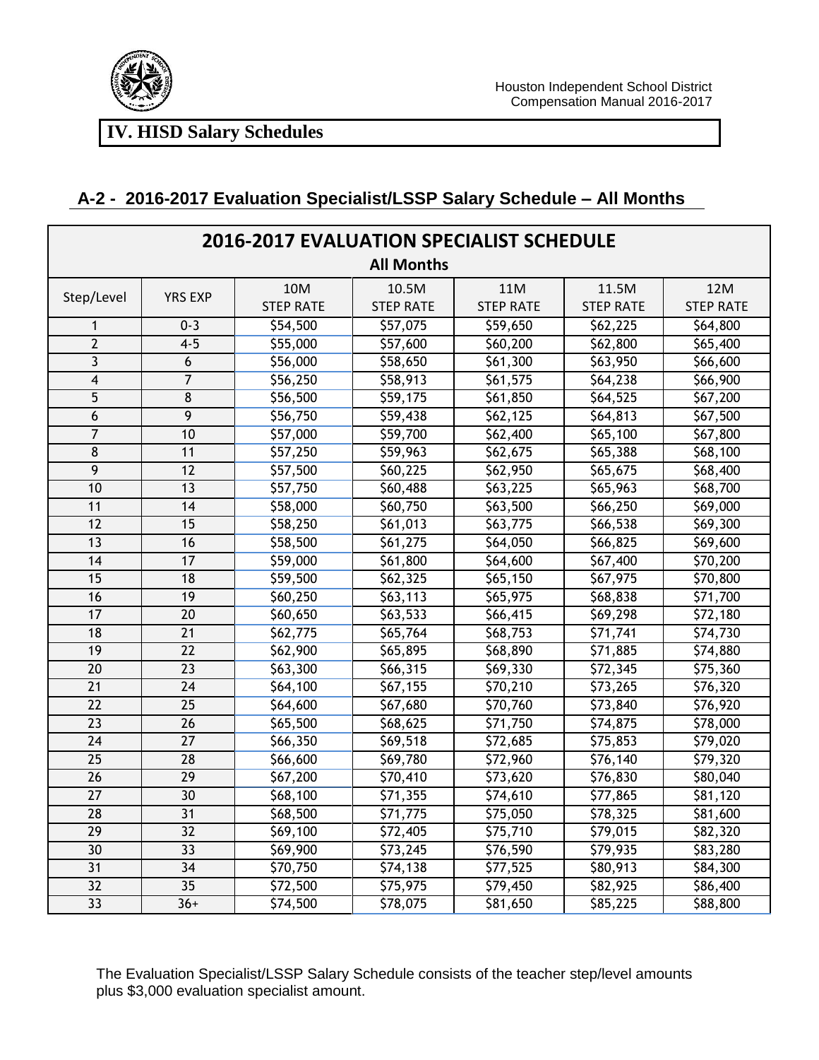## IV. HISD Salary Schedules

### A-2 - 2016-2017 Evaluation Specialist/LSSP Salary Schedule – All Months

| 2016-2017 EVALUATION SPECIALIST SCHEDULE All Months | | | | | | |
|---|---|---|---|---|---|---|
| Step/Level | YRS EXP | 10M STEP RATE | 10.5M STEP RATE | 11M STEP RATE | 11.5M STEP RATE | 12M STEP RATE |
| 1 | 0-3 | $54,500 | $57,075 | $59,650 | $62,225 | $64,800 |
| 2 | 4-5 | $55,000 | $57,600 | $60,200 | $62,800 | $65,400 |
| 3 | 6 | $56,000 | $58,650 | $61,300 | $63,950 | $66,600 |
| 4 | 7 | $56,250 | $58,913 | $61,575 | $64,238 | $66,900 |
| 5 | 8 | $56,500 | $59,175 | $61,850 | $64,525 | $67,200 |
| 6 | 9 | $56,750 | $59,438 | $62,125 | $64,813 | $67,500 |
| 7 | 10 | $57,000 | $59,700 | $62,400 | $65,100 | $67,800 |
| 8 | 11 | $57,250 | $59,963 | $62,675 | $65,388 | $68,100 |
| 9 | 12 | $57,500 | $60,225 | $62,950 | $65,675 | $68,400 |
| 10 | 13 | $57,750 | $60,488 | $63,225 | $65,963 | $68,700 |
| 11 | 14 | $58,000 | $60,750 | $63,500 | $66,250 | $69,000 |
| 12 | 15 | $58,250 | $61,013 | $63,775 | $66,538 | $69,300 |
| 13 | 16 | $58,500 | $61,275 | $64,050 | $66,825 | $69,600 |
| 14 | 17 | $59,000 | $61,800 | $64,600 | $67,400 | $70,200 |
| 15 | 18 | $59,500 | $62,325 | $65,150 | $67,975 | $70,800 |
| 16 | 19 | $60,250 | $63,113 | $65,975 | $68,838 | $71,700 |
| 17 | 20 | $60,650 | $63,533 | $66,415 | $69,298 | $72,180 |
| 18 | 21 | $62,775 | $65,764 | $68,753 | $71,741 | $74,730 |
| 19 | 22 | $62,900 | $65,895 | $68,890 | $71,885 | $74,880 |
| 20 | 23 | $63,300 | $66,315 | $69,330 | $72,345 | $75,360 |
| 21 | 24 | $64,100 | $67,155 | $70,210 | $73,265 | $76,320 |
| 22 | 25 | $64,600 | $67,680 | $70,760 | $73,840 | $76,920 |
| 23 | 26 | $65,500 | $68,625 | $71,750 | $74,875 | $78,000 |
| 24 | 27 | $66,350 | $69,518 | $72,685 | $75,853 | $79,020 |
| 25 | 28 | $66,600 | $69,780 | $72,960 | $76,140 | $79,320 |
| 26 | 29 | $67,200 | $70,410 | $73,620 | $76,830 | $80,040 |
| 27 | 30 | $68,100 | $71,355 | $74,610 | $77,865 | $81,120 |
| 28 | 31 | $68,500 | $71,775 | $75,050 | $78,325 | $81,600 |
| 29 | 32 | $69,100 | $72,405 | $75,710 | $79,015 | $82,320 |
| 30 | 33 | $69,900 | $73,245 | $76,590 | $79,935 | $83,280 |
| 31 | 34 | $70,750 | $74,138 | $77,525 | $80,913 | $84,300 |
| 32 | 35 | $72,500 | $75,975 | $79,450 | $82,925 | $86,400 |
| 33 | 36+ | $74,500 | $78,075 | $81,650 | $85,225 | $88,800 |

The Evaluation Specialist/LSSP Salary Schedule consists of the teacher step/level amounts plus $3,000 evaluation specialist amount.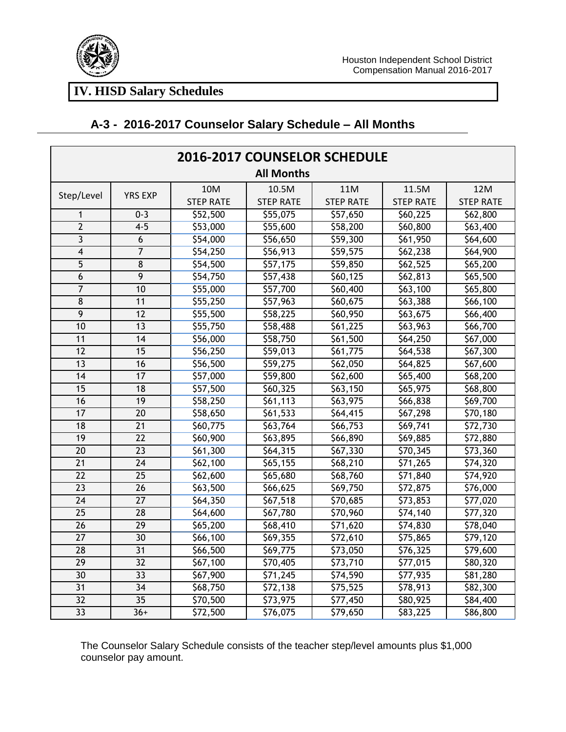# IV. HISD Salary Schedules

## A-3 - 2016-2017 Counselor Salary Schedule – All Months

| 2016-2017 COUNSELOR SCHEDULE All Months | | | | | | |
|---|---|---|---|---|---|---|
| Step/Level | YRS EXP | 10M STEP RATE | 10.5M STEP RATE | 11M STEP RATE | 11.5M STEP RATE | 12M STEP RATE |
| 1 | 0-3 | $52,500 | $55,075 | $57,650 | $60,225 | $62,800 |
| 2 | 4-5 | $53,000 | $55,600 | $58,200 | $60,800 | $63,400 |
| 3 | 6 | $54,000 | $56,650 | $59,300 | $61,950 | $64,600 |
| 4 | 7 | $54,250 | $56,913 | $59,575 | $62,238 | $64,900 |
| 5 | 8 | $54,500 | $57,175 | $59,850 | $62,525 | $65,200 |
| 6 | 9 | $54,750 | $57,438 | $60,125 | $62,813 | $65,500 |
| 7 | 10 | $55,000 | $57,700 | $60,400 | $63,100 | $65,800 |
| 8 | 11 | $55,250 | $57,963 | $60,675 | $63,388 | $66,100 |
| 9 | 12 | $55,500 | $58,225 | $60,950 | $63,675 | $66,400 |
| 10 | 13 | $55,750 | $58,488 | $61,225 | $63,963 | $66,700 |
| 11 | 14 | $56,000 | $58,750 | $61,500 | $64,250 | $67,000 |
| 12 | 15 | $56,250 | $59,013 | $61,775 | $64,538 | $67,300 |
| 13 | 16 | $56,500 | $59,275 | $62,050 | $64,825 | $67,600 |
| 14 | 17 | $57,000 | $59,800 | $62,600 | $65,400 | $68,200 |
| 15 | 18 | $57,500 | $60,325 | $63,150 | $65,975 | $68,800 |
| 16 | 19 | $58,250 | $61,113 | $63,975 | $66,838 | $69,700 |
| 17 | 20 | $58,650 | $61,533 | $64,415 | $67,298 | $70,180 |
| 18 | 21 | $60,775 | $63,764 | $66,753 | $69,741 | $72,730 |
| 19 | 22 | $60,900 | $63,895 | $66,890 | $69,885 | $72,880 |
| 20 | 23 | $61,300 | $64,315 | $67,330 | $70,345 | $73,360 |
| 21 | 24 | $62,100 | $65,155 | $68,210 | $71,265 | $74,320 |
| 22 | 25 | $62,600 | $65,680 | $68,760 | $71,840 | $74,920 |
| 23 | 26 | $63,500 | $66,625 | $69,750 | $72,875 | $76,000 |
| 24 | 27 | $64,350 | $67,518 | $70,685 | $73,853 | $77,020 |
| 25 | 28 | $64,600 | $67,780 | $70,960 | $74,140 | $77,320 |
| 26 | 29 | $65,200 | $68,410 | $71,620 | $74,830 | $78,040 |
| 27 | 30 | $66,100 | $69,355 | $72,610 | $75,865 | $79,120 |
| 28 | 31 | $66,500 | $69,775 | $73,050 | $76,325 | $79,600 |
| 29 | 32 | $67,100 | $70,405 | $73,710 | $77,015 | $80,320 |
| 30 | 33 | $67,900 | $71,245 | $74,590 | $77,935 | $81,280 |
| 31 | 34 | $68,750 | $72,138 | $75,525 | $78,913 | $82,300 |
| 32 | 35 | $70,500 | $73,975 | $77,450 | $80,925 | $84,400 |
| 33 | 36+ | $72,500 | $76,075 | $79,650 | $83,225 | $86,800 |

The Counselor Salary Schedule consists of the teacher step/level amounts plus $1,000 counselor pay amount.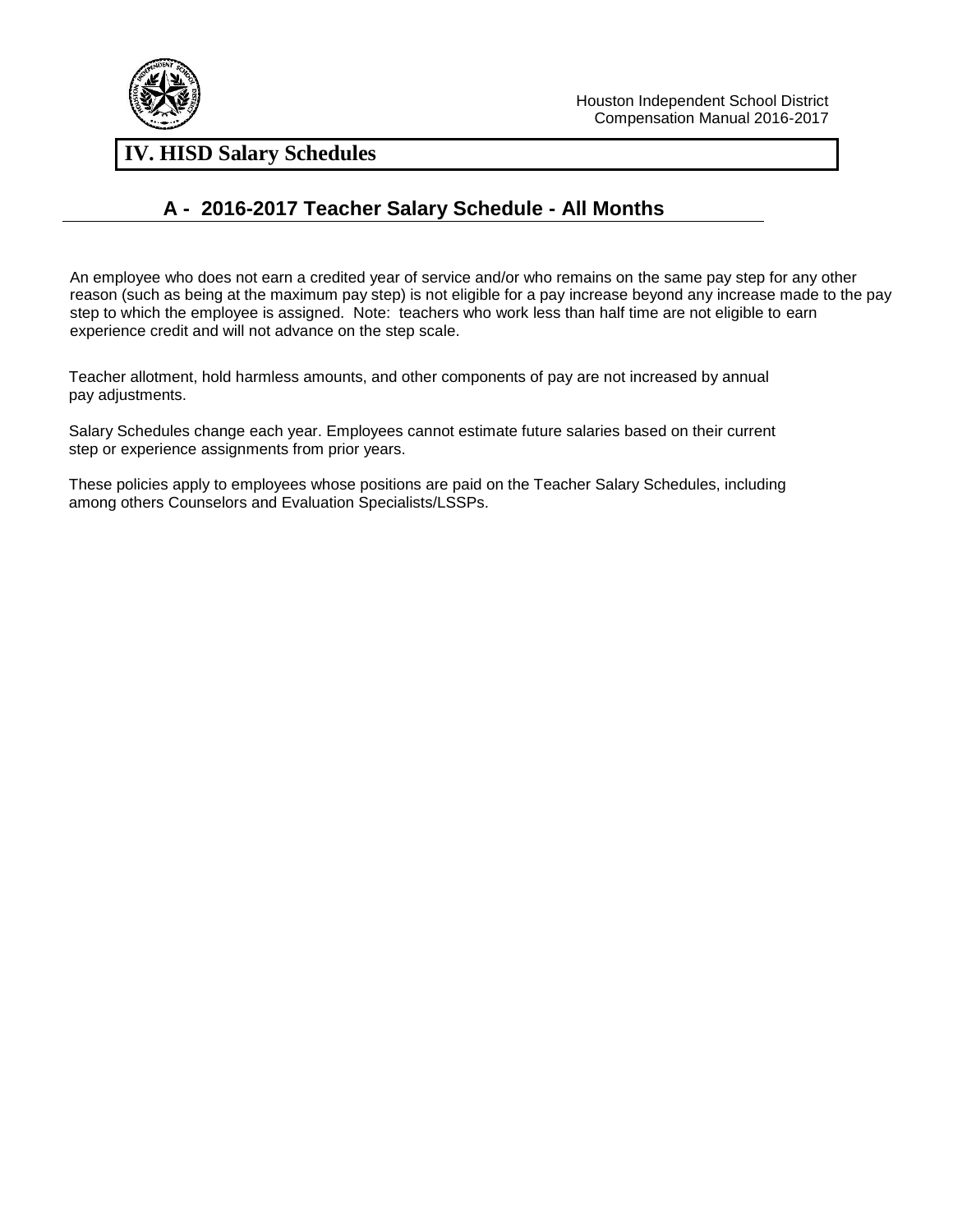# IV. HISD Salary Schedules

## A - 2016-2017 Teacher Salary Schedule - All Months

An employee who does not earn a credited year of service and/or who remains on the same pay step for any other reason (such as being at the maximum pay step) is not eligible for a pay increase beyond any increase made to the pay step to which the employee is assigned. Note: teachers who work less than half time are not eligible to earn experience credit and will not advance on the step scale.

Teacher allotment, hold harmless amounts, and other components of pay are not increased by annual pay adjustments.

Salary Schedules change each year. Employees cannot estimate future salaries based on their current step or experience assignments from prior years.

These policies apply to employees whose positions are paid on the Teacher Salary Schedules, including among others Counselors and Evaluation Specialists/LSSPs.